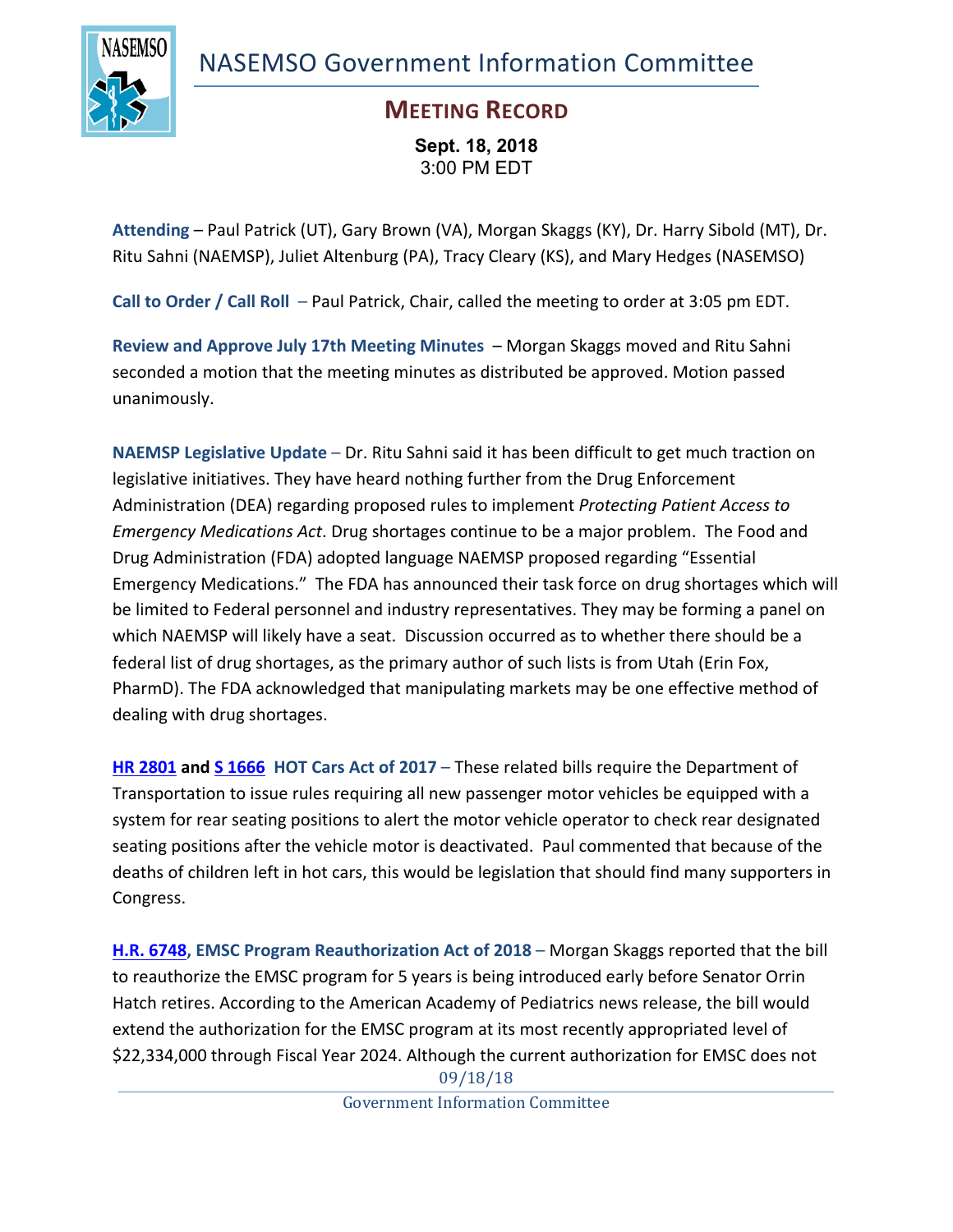# NASEMSO Government Information Committee

## MEETING RECORD

**Sept. 18, 2018**
3:00 PM EDT

**Attending** – Paul Patrick (UT), Gary Brown (VA), Morgan Skaggs (KY), Dr. Harry Sibold (MT), Dr. Ritu Sahni (NAEMSP), Juliet Altenburg (PA), Tracy Cleary (KS), and Mary Hedges (NASEMSO)

**Call to Order / Call Roll** – Paul Patrick, Chair, called the meeting to order at 3:05 pm EDT.

**Review and Approve July 17th Meeting Minutes** – Morgan Skaggs moved and Ritu Sahni seconded a motion that the meeting minutes as distributed be approved. Motion passed unanimously.

**NAEMSP Legislative Update** – Dr. Ritu Sahni said it has been difficult to get much traction on legislative initiatives. They have heard nothing further from the Drug Enforcement Administration (DEA) regarding proposed rules to implement *Protecting Patient Access to Emergency Medications Act*. Drug shortages continue to be a major problem. The Food and Drug Administration (FDA) adopted language NAEMSP proposed regarding "Essential Emergency Medications." The FDA has announced their task force on drug shortages which will be limited to Federal personnel and industry representatives. They may be forming a panel on which NAEMSP will likely have a seat. Discussion occurred as to whether there should be a federal list of drug shortages, as the primary author of such lists is from Utah (Erin Fox, PharmD). The FDA acknowledged that manipulating markets may be one effective method of dealing with drug shortages.

**HR 2801 and S 1666 HOT Cars Act of 2017** – These related bills require the Department of Transportation to issue rules requiring all new passenger motor vehicles be equipped with a system for rear seating positions to alert the motor vehicle operator to check rear designated seating positions after the vehicle motor is deactivated. Paul commented that because of the deaths of children left in hot cars, this would be legislation that should find many supporters in Congress.

**H.R. 6748, EMSC Program Reauthorization Act of 2018** – Morgan Skaggs reported that the bill to reauthorize the EMSC program for 5 years is being introduced early before Senator Orrin Hatch retires. According to the American Academy of Pediatrics news release, the bill would extend the authorization for the EMSC program at its most recently appropriated level of $22,334,000 through Fiscal Year 2024. Although the current authorization for EMSC does not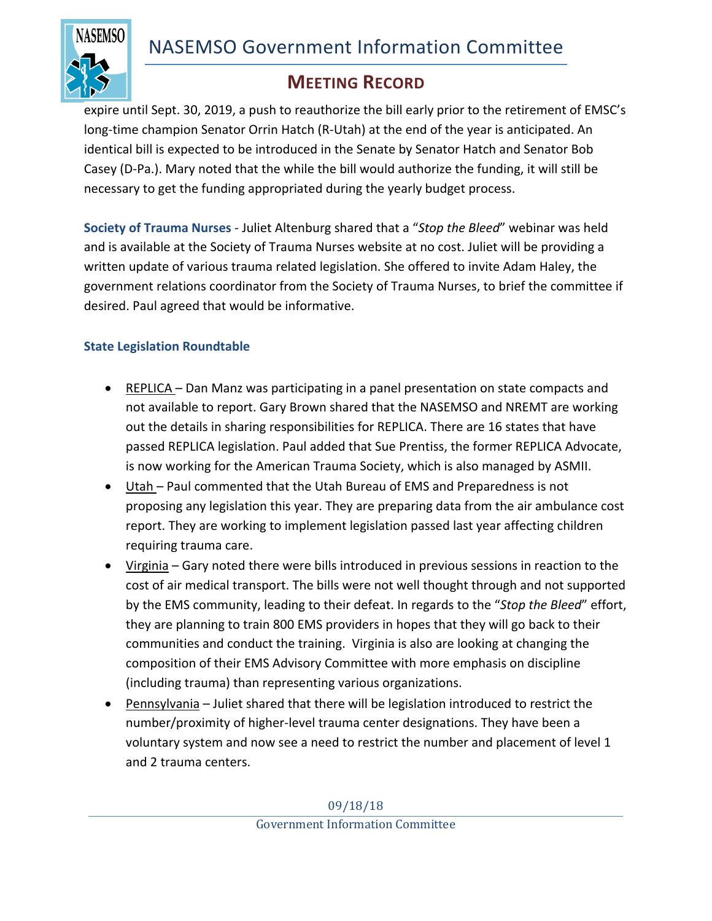expire until Sept. 30, 2019, a push to reauthorize the bill early prior to the retirement of EMSC's long-time champion Senator Orrin Hatch (R-Utah) at the end of the year is anticipated. An identical bill is expected to be introduced in the Senate by Senator Hatch and Senator Bob Casey (D-Pa.). Mary noted that the while the bill would authorize the funding, it will still be necessary to get the funding appropriated during the yearly budget process.

**Society of Trauma Nurses** - Juliet Altenburg shared that a "*Stop the Bleed*" webinar was held and is available at the Society of Trauma Nurses website at no cost. Juliet will be providing a written update of various trauma related legislation. She offered to invite Adam Haley, the government relations coordinator from the Society of Trauma Nurses, to brief the committee if desired. Paul agreed that would be informative.

### State Legislation Roundtable

- REPLICA – Dan Manz was participating in a panel presentation on state compacts and not available to report. Gary Brown shared that the NASEMSO and NREMT are working out the details in sharing responsibilities for REPLICA. There are 16 states that have passed REPLICA legislation. Paul added that Sue Prentiss, the former REPLICA Advocate, is now working for the American Trauma Society, which is also managed by ASMII.
- Utah – Paul commented that the Utah Bureau of EMS and Preparedness is not proposing any legislation this year. They are preparing data from the air ambulance cost report. They are working to implement legislation passed last year affecting children requiring trauma care.
- Virginia – Gary noted there were bills introduced in previous sessions in reaction to the cost of air medical transport. The bills were not well thought through and not supported by the EMS community, leading to their defeat. In regards to the "*Stop the Bleed*" effort, they are planning to train 800 EMS providers in hopes that they will go back to their communities and conduct the training. Virginia is also are looking at changing the composition of their EMS Advisory Committee with more emphasis on discipline (including trauma) than representing various organizations.
- Pennsylvania – Juliet shared that there will be legislation introduced to restrict the number/proximity of higher-level trauma center designations. They have been a voluntary system and now see a need to restrict the number and placement of level 1 and 2 trauma centers.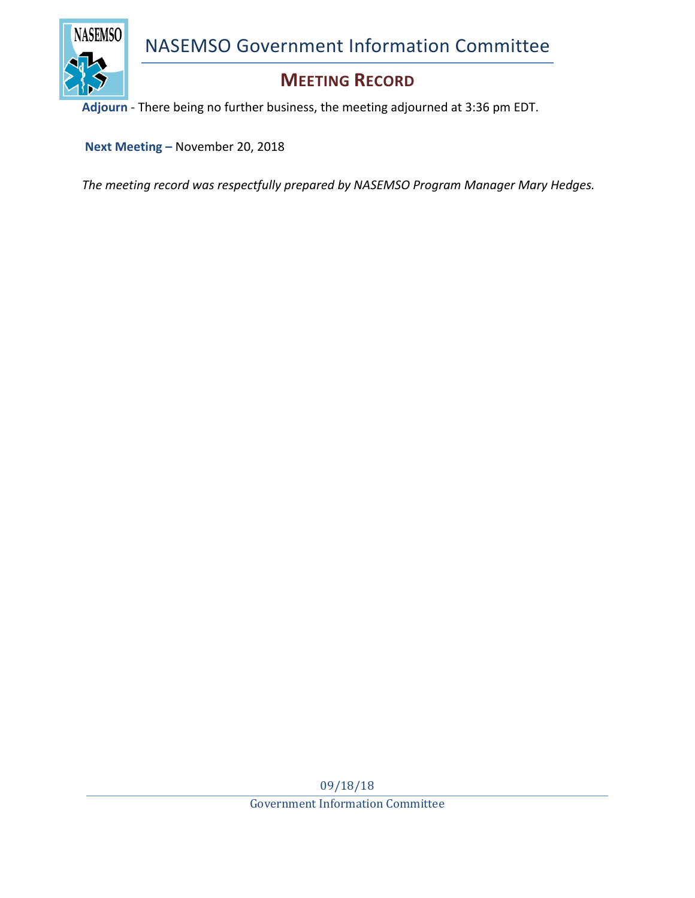**Adjourn** - There being no further business, the meeting adjourned at 3:36 pm EDT.

**Next Meeting –** November 20, 2018

*The meeting record was respectfully prepared by NASEMSO Program Manager Mary Hedges.*